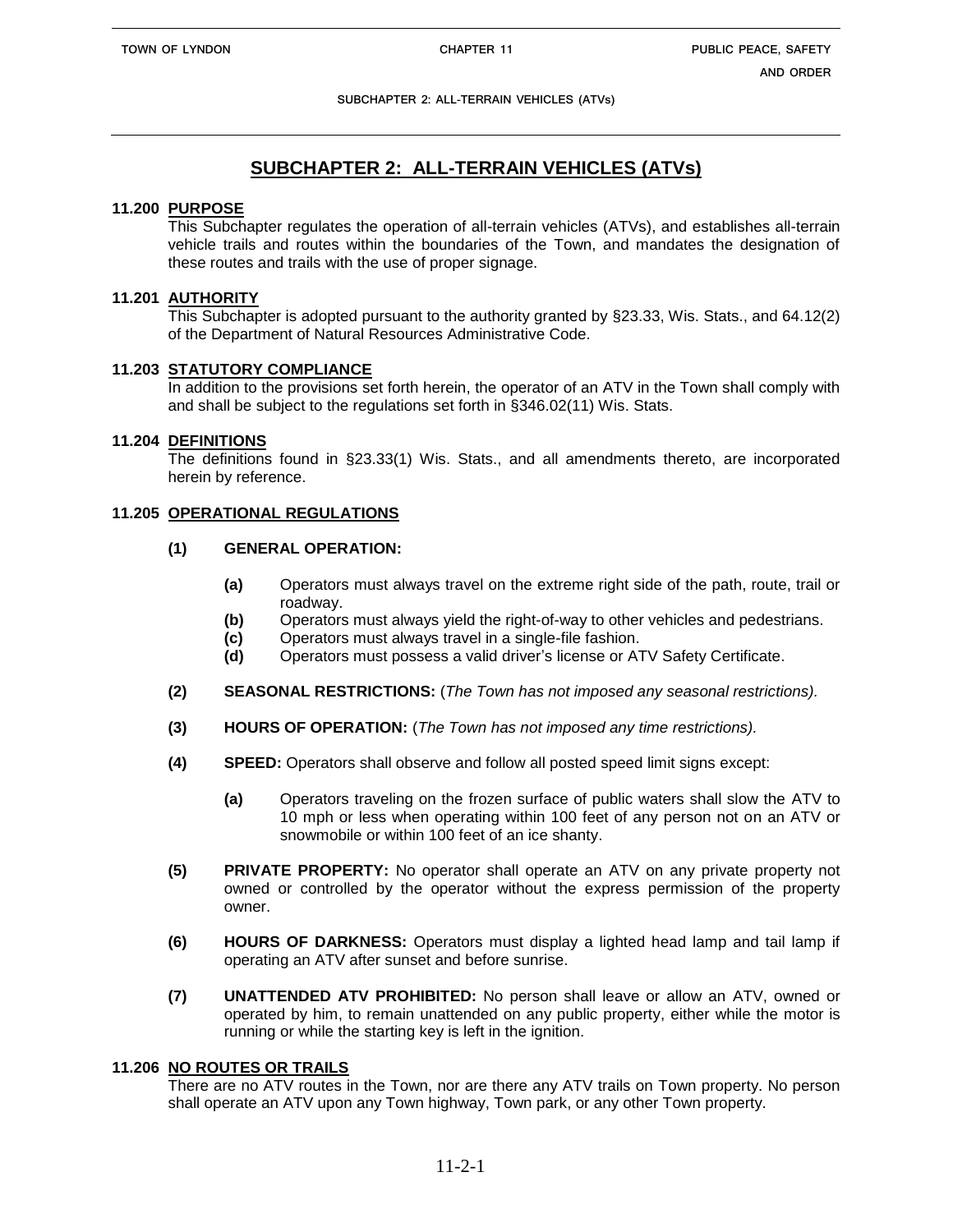# SUBCHAPTER 2: ALL-TERRAIN VEHICLES (ATVs)

## 11.200 PURPOSE

This Subchapter regulates the operation of all-terrain vehicles (ATVs), and establishes all-terrain vehicle trails and routes within the boundaries of the Town, and mandates the designation of these routes and trails with the use of proper signage.

## 11.201 AUTHORITY

This Subchapter is adopted pursuant to the authority granted by §23.33, Wis. Stats., and 64.12(2) of the Department of Natural Resources Administrative Code.

## 11.203 STATUTORY COMPLIANCE

In addition to the provisions set forth herein, the operator of an ATV in the Town shall comply with and shall be subject to the regulations set forth in §346.02(11) Wis. Stats.

## 11.204 DEFINITIONS

The definitions found in §23.33(1) Wis. Stats., and all amendments thereto, are incorporated herein by reference.

## 11.205 OPERATIONAL REGULATIONS

**(1) GENERAL OPERATION:**

- **(a)** Operators must always travel on the extreme right side of the path, route, trail or roadway.
- **(b)** Operators must always yield the right-of-way to other vehicles and pedestrians.
- **(c)** Operators must always travel in a single-file fashion.
- **(d)** Operators must possess a valid driver's license or ATV Safety Certificate.

**(2) SEASONAL RESTRICTIONS:** (*The Town has not imposed any seasonal restrictions).*

**(3) HOURS OF OPERATION:** (*The Town has not imposed any time restrictions).*

**(4) SPEED:** Operators shall observe and follow all posted speed limit signs except:

- **(a)** Operators traveling on the frozen surface of public waters shall slow the ATV to 10 mph or less when operating within 100 feet of any person not on an ATV or snowmobile or within 100 feet of an ice shanty.

**(5) PRIVATE PROPERTY:** No operator shall operate an ATV on any private property not owned or controlled by the operator without the express permission of the property owner.

**(6) HOURS OF DARKNESS:** Operators must display a lighted head lamp and tail lamp if operating an ATV after sunset and before sunrise.

**(7) UNATTENDED ATV PROHIBITED:** No person shall leave or allow an ATV, owned or operated by him, to remain unattended on any public property, either while the motor is running or while the starting key is left in the ignition.

## 11.206 NO ROUTES OR TRAILS

There are no ATV routes in the Town, nor are there any ATV trails on Town property. No person shall operate an ATV upon any Town highway, Town park, or any other Town property.